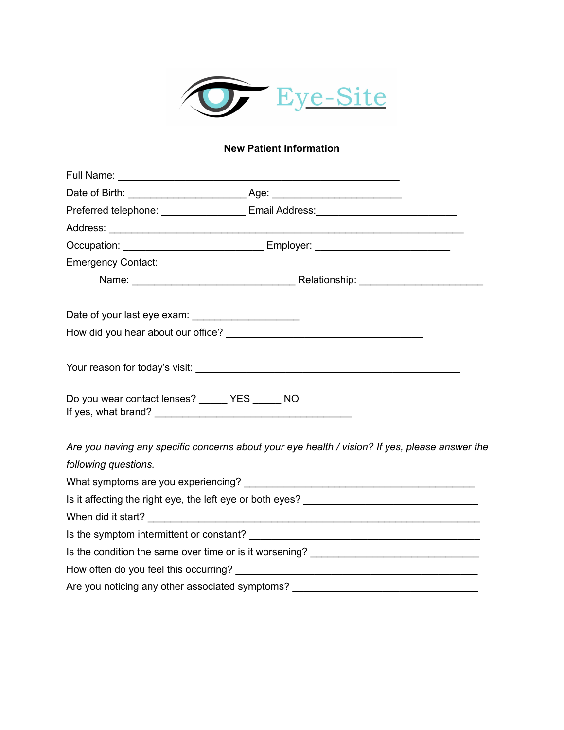Eye-Site

**New Patient Information**

Full Name: ______________________________________________________

Date of Birth: ______________________ Age: ________________________

Preferred telephone: ________________ Email Address:__________________________

Address: ____________________________________________________________________

Occupation: ___________________________ Employer: _________________________

Emergency Contact:

Name: _______________________________ Relationship: _______________________

Date of your last eye exam: ____________________

How did you hear about our office? _____________________________________

Your reason for today's visit: ___________________________________________________

Do you wear contact lenses? _____ YES _____ NO
If yes, what brand? _____________________________________

*Are you having any specific concerns about your eye health / vision? If yes, please answer the following questions.*

What symptoms are you experiencing? ____________________________________________

Is it affecting the right eye, the left eye or both eyes? ________________________________

When did it start? _______________________________________________________________

Is the symptom intermittent or constant? __________________________________________

Is the condition the same over time or is it worsening? _______________________________

How often do you feel this occurring? _____________________________________________

Are you noticing any other associated symptoms? ___________________________________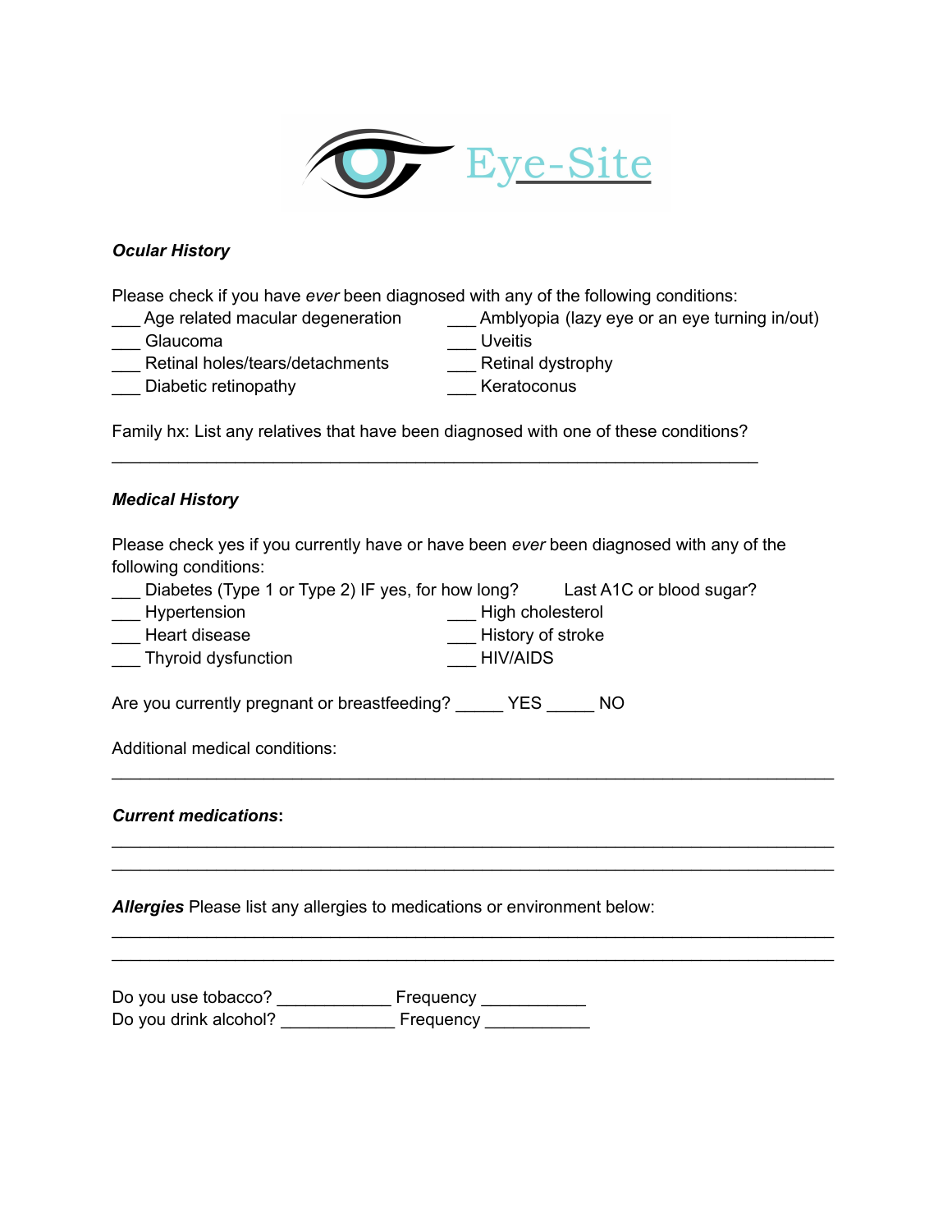Eye-Site

***Ocular History***

Please check if you have *ever* been diagnosed with any of the following conditions:

___ Age related macular degeneration
___ Glaucoma
___ Retinal holes/tears/detachments
___ Diabetic retinopathy
___ Amblyopia (lazy eye or an eye turning in/out)
___ Uveitis
___ Retinal dystrophy
___ Keratoconus

Family hx: List any relatives that have been diagnosed with one of these conditions?

_______________________________________________________________________

***Medical History***

Please check yes if you currently have or have been *ever* been diagnosed with any of the following conditions:

___ Diabetes (Type 1 or Type 2) IF yes, for how long? Last A1C or blood sugar?
___ Hypertension
___ Heart disease
___ Thyroid dysfunction
___ High cholesterol
___ History of stroke
___ HIV/AIDS

Are you currently pregnant or breastfeeding? _____ YES _____ NO

Additional medical conditions:

_______________________________________________________________________

***Current medications***:

_______________________________________________________________________
_______________________________________________________________________

***Allergies*** Please list any allergies to medications or environment below:

_______________________________________________________________________
_______________________________________________________________________

Do you use tobacco? ____________ Frequency ___________
Do you drink alcohol? ____________ Frequency ___________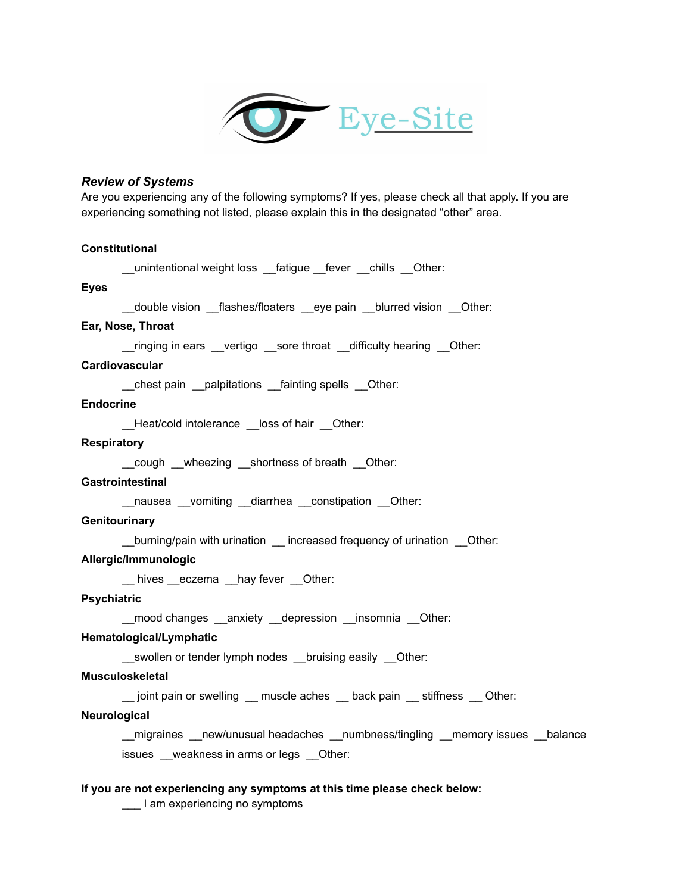Eye-Site

***Review of Systems***

Are you experiencing any of the following symptoms? If yes, please check all that apply. If you are experiencing something not listed, please explain this in the designated “other” area.

**Constitutional**

__unintentional weight loss __fatigue __fever __chills __Other:

**Eyes**

__double vision __flashes/floaters __eye pain __blurred vision __Other:

**Ear, Nose, Throat**

__ringing in ears __vertigo __sore throat __difficulty hearing __Other:

**Cardiovascular**

__chest pain __palpitations __fainting spells __Other:

**Endocrine**

__Heat/cold intolerance __loss of hair __Other:

**Respiratory**

__cough __wheezing __shortness of breath __Other:

**Gastrointestinal**

__nausea __vomiting __diarrhea __constipation __Other:

**Genitourinary**

__burning/pain with urination __ increased frequency of urination __Other:

**Allergic/Immunologic**

__ hives __eczema __hay fever __Other:

**Psychiatric**

__mood changes __anxiety __depression __insomnia __Other:

**Hematological/Lymphatic**

__swollen or tender lymph nodes __bruising easily __Other:

**Musculoskeletal**

__ joint pain or swelling __ muscle aches __ back pain __ stiffness __ Other:

**Neurological**

__migraines __new/unusual headaches __numbness/tingling __memory issues __balance issues __weakness in arms or legs __Other:

**If you are not experiencing any symptoms at this time please check below:**

___ I am experiencing no symptoms